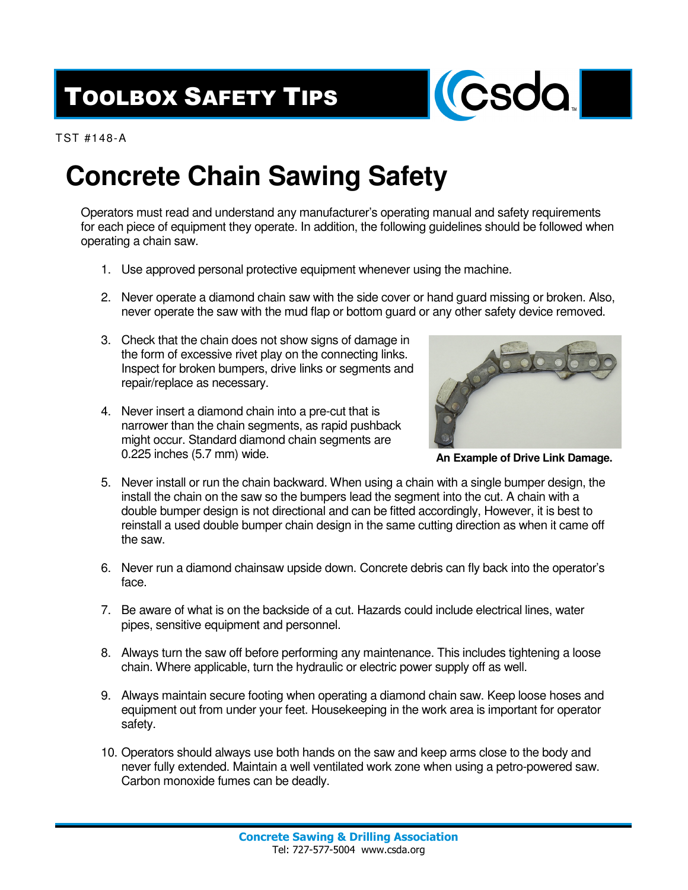# TOOLBOX SAFETY TIPS

TST #148-A

# Concrete Chain Sawing Safety

Operators must read and understand any manufacturer's operating manual and safety requirements for each piece of equipment they operate. In addition, the following guidelines should be followed when operating a chain saw.

1. Use approved personal protective equipment whenever using the machine.

2. Never operate a diamond chain saw with the side cover or hand guard missing or broken. Also, never operate the saw with the mud flap or bottom guard or any other safety device removed.

3. Check that the chain does not show signs of damage in the form of excessive rivet play on the connecting links. Inspect for broken bumpers, drive links or segments and repair/replace as necessary.

4. Never insert a diamond chain into a pre-cut that is narrower than the chain segments, as rapid pushback might occur. Standard diamond chain segments are 0.225 inches (5.7 mm) wide.

**An Example of Drive Link Damage.**

5. Never install or run the chain backward. When using a chain with a single bumper design, the install the chain on the saw so the bumpers lead the segment into the cut. A chain with a double bumper design is not directional and can be fitted accordingly, However, it is best to reinstall a used double bumper chain design in the same cutting direction as when it came off the saw.

6. Never run a diamond chainsaw upside down. Concrete debris can fly back into the operator's face.

7. Be aware of what is on the backside of a cut. Hazards could include electrical lines, water pipes, sensitive equipment and personnel.

8. Always turn the saw off before performing any maintenance. This includes tightening a loose chain. Where applicable, turn the hydraulic or electric power supply off as well.

9. Always maintain secure footing when operating a diamond chain saw. Keep loose hoses and equipment out from under your feet. Housekeeping in the work area is important for operator safety.

10. Operators should always use both hands on the saw and keep arms close to the body and never fully extended. Maintain a well ventilated work zone when using a petro-powered saw. Carbon monoxide fumes can be deadly.

**Concrete Sawing & Drilling Association**
Tel: 727-577-5004 www.csda.org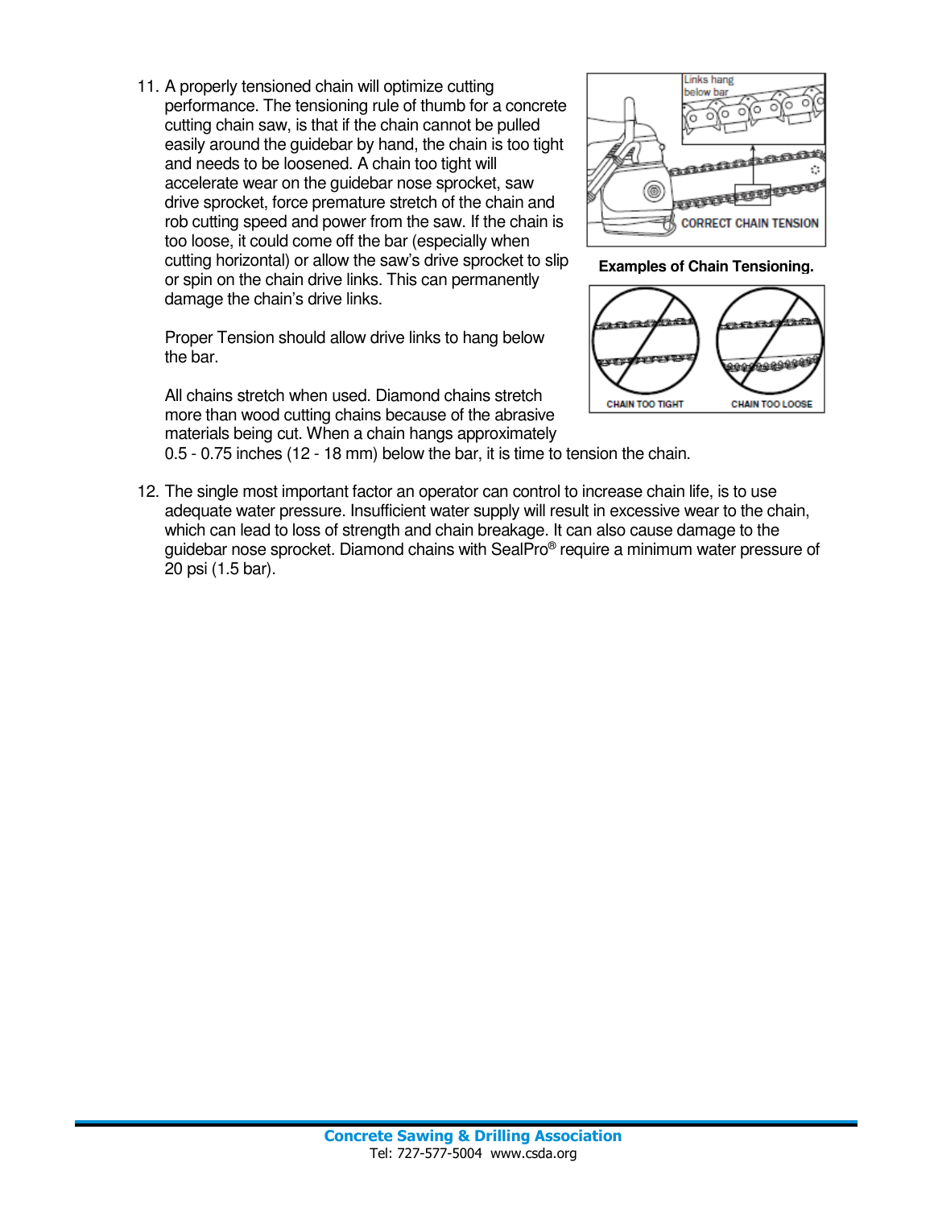11. A properly tensioned chain will optimize cutting performance. The tensioning rule of thumb for a concrete cutting chain saw, is that if the chain cannot be pulled easily around the guidebar by hand, the chain is too tight and needs to be loosened. A chain too tight will accelerate wear on the guidebar nose sprocket, saw drive sprocket, force premature stretch of the chain and rob cutting speed and power from the saw. If the chain is too loose, it could come off the bar (especially when cutting horizontal) or allow the saw's drive sprocket to slip or spin on the chain drive links. This can permanently damage the chain's drive links.

    Proper Tension should allow drive links to hang below the bar.

    All chains stretch when used. Diamond chains stretch more than wood cutting chains because of the abrasive materials being cut. When a chain hangs approximately 0.5 - 0.75 inches (12 - 18 mm) below the bar, it is time to tension the chain.

    Links hang below bar

    CORRECT CHAIN TENSION

    **Examples of Chain Tensioning.**

    CHAIN TOO TIGHT

    CHAIN TOO LOOSE

12. The single most important factor an operator can control to increase chain life, is to use adequate water pressure. Insufficient water supply will result in excessive wear to the chain, which can lead to loss of strength and chain breakage. It can also cause damage to the guidebar nose sprocket. Diamond chains with SealPro® require a minimum water pressure of 20 psi (1.5 bar).